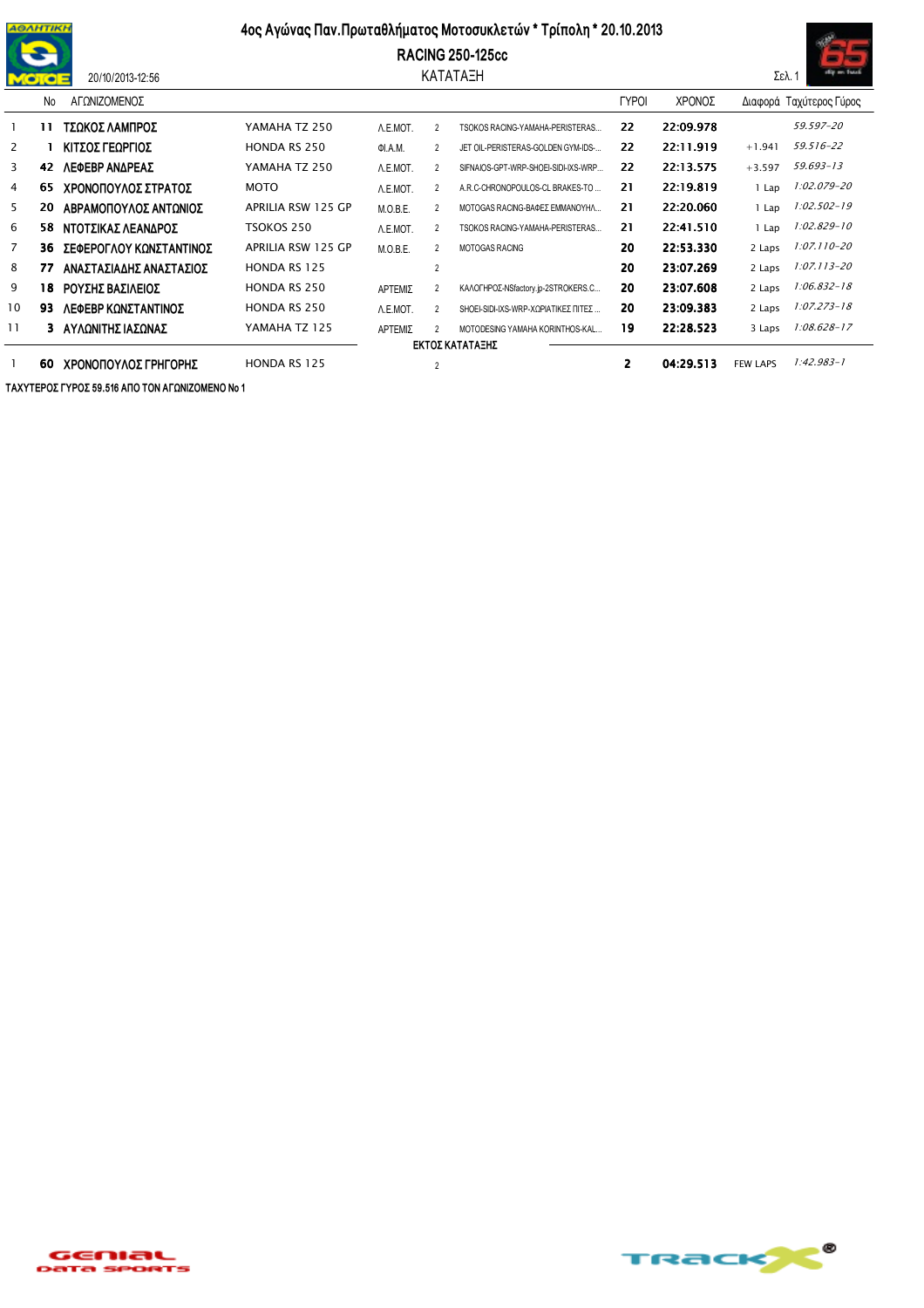# 4ος Αγώνας Παν.Πρωταθλήματος Μοτοσυκλετών * Τρίπολη * 20.10.2013

## RACING 250-125cc

### ΚΑΤΑΤΑΞΗ

20/10/2013-12:56

| | No | ΑΓΩΝΙΖΟΜΕΝΟΣ | | | | | ΓΥΡΟΙ | ΧΡΟΝΟΣ | Διαφορά | Ταχύτερος Γύρος |
|---|---|---|---|---|---|---|---|---|---|---|
| 1 | **11** | **ΤΣΩΚΟΣ ΛΑΜΠΡΟΣ** | YAMAHA TZ 250 | Λ.Ε.ΜΟΤ. | 2 | TSOKOS RACING-YAMAHA-PERISTERAS... | **22** | **22:09.978** | | *59.597-20* |
| 2 | **1** | **ΚΙΤΣΟΣ ΓΕΩΡΓΙΟΣ** | HONDA RS 250 | ΦΙ.Α.Μ. | 2 | JET OIL-PERISTERAS-GOLDEN GYM-IDS-... | **22** | **22:11.919** | +1.941 | *59.516-22* |
| 3 | **42** | **ΛΕΦΕΒΡ ΑΝΔΡΕΑΣ** | YAMAHA TZ 250 | Λ.Ε.ΜΟΤ. | 2 | SIFNAIOS-GPT-WRP-SHOEI-SIDI-IXS-WRP... | **22** | **22:13.575** | +3.597 | *59.693-13* |
| 4 | **65** | **ΧΡΟΝΟΠΟΥΛΟΣ ΣΤΡΑΤΟΣ** | MOTO | Λ.Ε.ΜΟΤ. | 2 | A.R.C-CHRONOPOULOS-CL BRAKES-TO ... | **21** | **22:19.819** | 1 Lap | *1:02.079-20* |
| 5 | **20** | **ΑΒΡΑΜΟΠΟΥΛΟΣ ΑΝΤΩΝΙΟΣ** | APRILIA RSW 125 GP | Μ.Ο.Β.Ε. | 2 | MOTOGAS RACING-ΒΑΦΕΣ ΕΜΜΑΝΟΥΗΛ... | **21** | **22:20.060** | 1 Lap | *1:02.502-19* |
| 6 | **58** | **ΝΤΟΤΣΙΚΑΣ ΛΕΑΝΔΡΟΣ** | TSOKOS 250 | Λ.Ε.ΜΟΤ. | 2 | TSOKOS RACING-YAMAHA-PERISTERAS... | **21** | **22:41.510** | 1 Lap | *1:02.829-10* |
| 7 | **36** | **ΣΕΦΕΡΟΓΛΟΥ ΚΩΝΣΤΑΝΤΙΝΟΣ** | APRILIA RSW 125 GP | Μ.Ο.Β.Ε. | 2 | MOTOGAS RACING | **20** | **22:53.330** | 2 Laps | *1:07.110-20* |
| 8 | **77** | **ΑΝΑΣΤΑΣΙΑΔΗΣ ΑΝΑΣΤΑΣΙΟΣ** | HONDA RS 125 | | 2 | | **20** | **23:07.269** | 2 Laps | *1:07.113-20* |
| 9 | **18** | **ΡΟΥΣΗΣ ΒΑΣΙΛΕΙΟΣ** | HONDA RS 250 | ΑΡΤΕΜΙΣ | 2 | ΚΑΛΟΓΗΡΟΣ-NSfactory.jp-2STROKERS.C... | **20** | **23:07.608** | 2 Laps | *1:06.832-18* |
| 10 | **93** | **ΛΕΦΕΒΡ ΚΩΝΣΤΑΝΤΙΝΟΣ** | HONDA RS 250 | Λ.Ε.ΜΟΤ. | 2 | SHOEI-SIDI-IXS-WRP-ΧΩΡΙΑΤΙΚΕΣ ΠΙΤΕΣ ... | **20** | **23:09.383** | 2 Laps | *1:07.273-18* |
| 11 | **3** | **ΑΥΛΩΝΙΤΗΣ ΙΑΣΩΝΑΣ** | YAMAHA TZ 125 | ΑΡΤΕΜΙΣ | 2 | MOTODESING YAMAHA KORINTHOS-KAL... | **19** | **22:28.523** | 3 Laps | *1:08.628-17* |
| | | | | | | **ΕΚΤΟΣ ΚΑΤΑΤΑΞΗΣ** | | | | |
| 1 | **60** | **ΧΡΟΝΟΠΟΥΛΟΣ ΓΡΗΓΟΡΗΣ** | HONDA RS 125 | | 2 | | **2** | **04:29.513** | FEW LAPS | *1:42.983-1* |

**ΤΑΧΥΤΕΡΟΣ ΓΥΡΟΣ 59.516 ΑΠΟ ΤΟΝ ΑΓΩΝΙΖΟΜΕΝΟ No 1**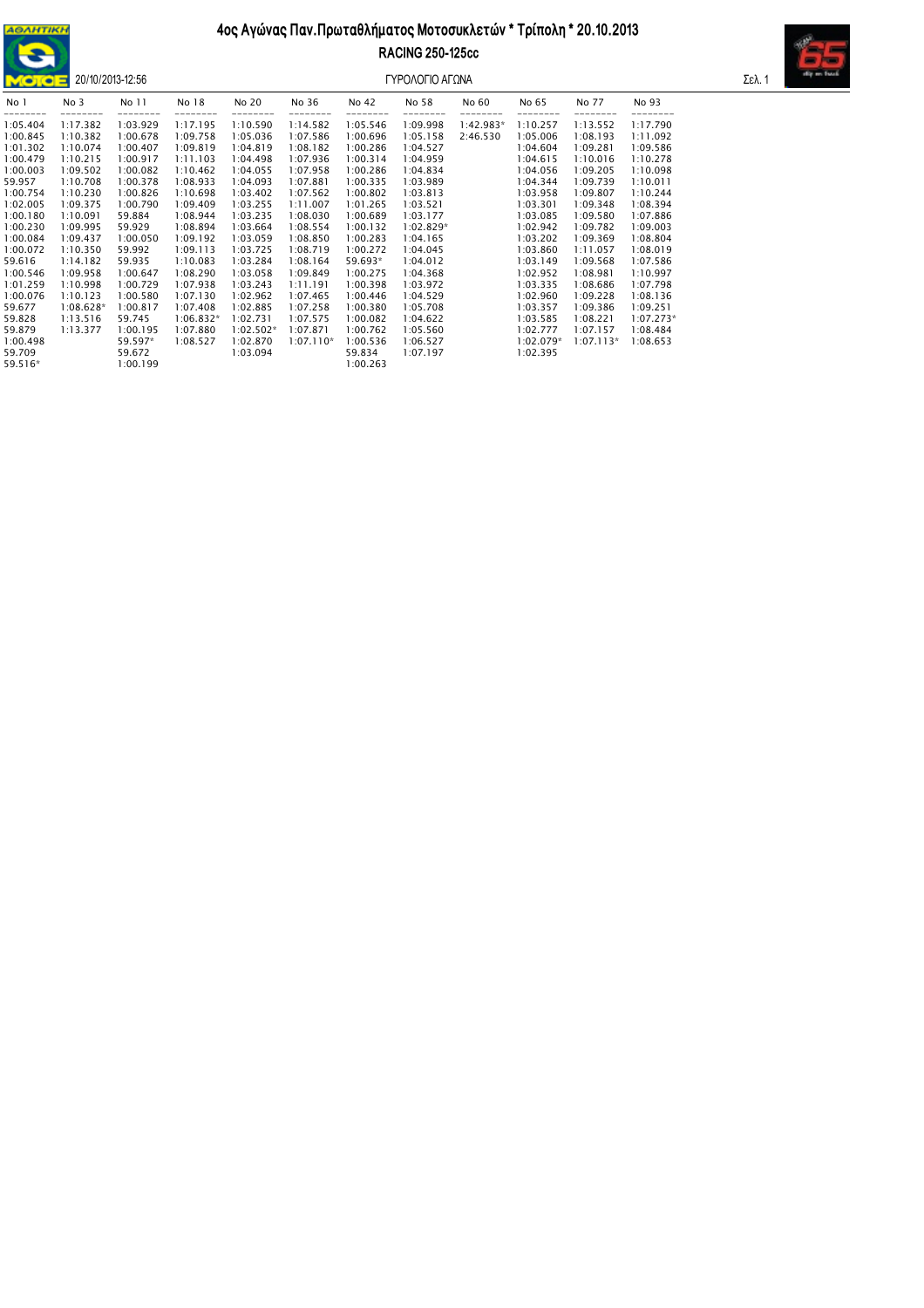# 4ος Αγώνας Παν.Πρωταθλήματος Μοτοσυκλετών * Τρίπολη * 20.10.2013

## RACING 250-125cc

20/10/2013-12:56

ΓΥΡΟΛΟΓΙΟ ΑΓΩΝΑ

| No 1 | No 3 | No 11 | No 18 | No 20 | No 36 | No 42 | No 58 | No 60 | No 65 | No 77 | No 93 |
|---|---|---|---|---|---|---|---|---|---|---|---|
| 1:05.404 | 1:17.382 | 1:03.929 | 1:17.195 | 1:10.590 | 1:14.582 | 1:05.546 | 1:09.998 | 1:42.983* | 1:10.257 | 1:13.552 | 1:17.790 |
| 1:00.845 | 1:10.382 | 1:00.678 | 1:09.758 | 1:05.036 | 1:07.586 | 1:00.696 | 1:05.158 | 2:46.530 | 1:05.006 | 1:08.193 | 1:11.092 |
| 1:01.302 | 1:10.074 | 1:00.407 | 1:09.819 | 1:04.819 | 1:08.182 | 1:00.286 | 1:04.527 | | 1:04.604 | 1:09.281 | 1:09.586 |
| 1:00.479 | 1:10.215 | 1:00.917 | 1:11.103 | 1:04.498 | 1:07.936 | 1:00.314 | 1:04.959 | | 1:04.615 | 1:10.016 | 1:10.278 |
| 1:00.003 | 1:09.502 | 1:00.082 | 1:10.462 | 1:04.055 | 1:07.958 | 1:00.286 | 1:04.834 | | 1:04.056 | 1:09.205 | 1:10.098 |
| 59.957 | 1:10.708 | 1:00.378 | 1:08.933 | 1:04.093 | 1:07.881 | 1:00.335 | 1:03.989 | | 1:04.344 | 1:09.739 | 1:10.011 |
| 1:00.754 | 1:10.230 | 1:00.826 | 1:10.698 | 1:03.402 | 1:07.562 | 1:00.802 | 1:03.813 | | 1:03.958 | 1:09.807 | 1:10.244 |
| 1:02.005 | 1:09.375 | 1:00.790 | 1:09.409 | 1:03.255 | 1:11.007 | 1:01.265 | 1:03.521 | | 1:03.301 | 1:09.348 | 1:08.394 |
| 1:00.180 | 1:10.091 | 59.884 | 1:08.944 | 1:03.235 | 1:08.030 | 1:00.689 | 1:03.177 | | 1:03.085 | 1:09.580 | 1:07.886 |
| 1:00.230 | 1:09.995 | 59.929 | 1:08.894 | 1:03.664 | 1:08.554 | 1:00.132 | 1:02.829* | | 1:02.942 | 1:09.782 | 1:09.003 |
| 1:00.084 | 1:09.437 | 1:00.050 | 1:09.192 | 1:03.059 | 1:08.850 | 1:00.283 | 1:04.165 | | 1:03.202 | 1:09.369 | 1:08.804 |
| 1:00.072 | 1:10.350 | 59.992 | 1:09.113 | 1:03.725 | 1:08.719 | 1:00.272 | 1:04.045 | | 1:03.860 | 1:11.057 | 1:08.019 |
| 59.616 | 1:14.182 | 59.935 | 1:10.083 | 1:03.284 | 1:08.164 | 59.693* | 1:04.012 | | 1:03.149 | 1:09.568 | 1:07.586 |
| 1:00.546 | 1:09.958 | 1:00.647 | 1:08.290 | 1:03.058 | 1:09.849 | 1:00.275 | 1:04.368 | | 1:02.952 | 1:08.981 | 1:10.997 |
| 1:01.259 | 1:10.998 | 1:00.729 | 1:07.938 | 1:03.243 | 1:11.191 | 1:00.398 | 1:03.972 | | 1:03.335 | 1:08.686 | 1:07.798 |
| 1:00.076 | 1:10.123 | 1:00.580 | 1:07.130 | 1:02.962 | 1:07.465 | 1:00.446 | 1:04.529 | | 1:02.960 | 1:09.228 | 1:08.136 |
| 59.677 | 1:08.628* | 1:00.817 | 1:07.408 | 1:02.885 | 1:07.258 | 1:00.380 | 1:05.708 | | 1:03.357 | 1:09.386 | 1:09.251 |
| 59.828 | 1:13.516 | 59.745 | 1:06.832* | 1:02.731 | 1:07.575 | 1:00.082 | 1:04.622 | | 1:03.585 | 1:08.221 | 1:07.273* |
| 59.879 | 1:13.377 | 1:00.195 | 1:07.880 | 1:02.502* | 1:07.871 | 1:00.762 | 1:05.560 | | 1:02.777 | 1:07.157 | 1:08.484 |
| 1:00.498 | | 59.597* | 1:08.527 | 1:02.870 | 1:07.110* | 1:00.536 | 1:06.527 | | 1:02.079* | 1:07.113* | 1:08.653 |
| 59.709 | | 59.672 | | 1:03.094 | | 59.834 | 1:07.197 | | 1:02.395 | | |
| 59.516* | | 1:00.199 | | | | 1:00.263 | | | | | |